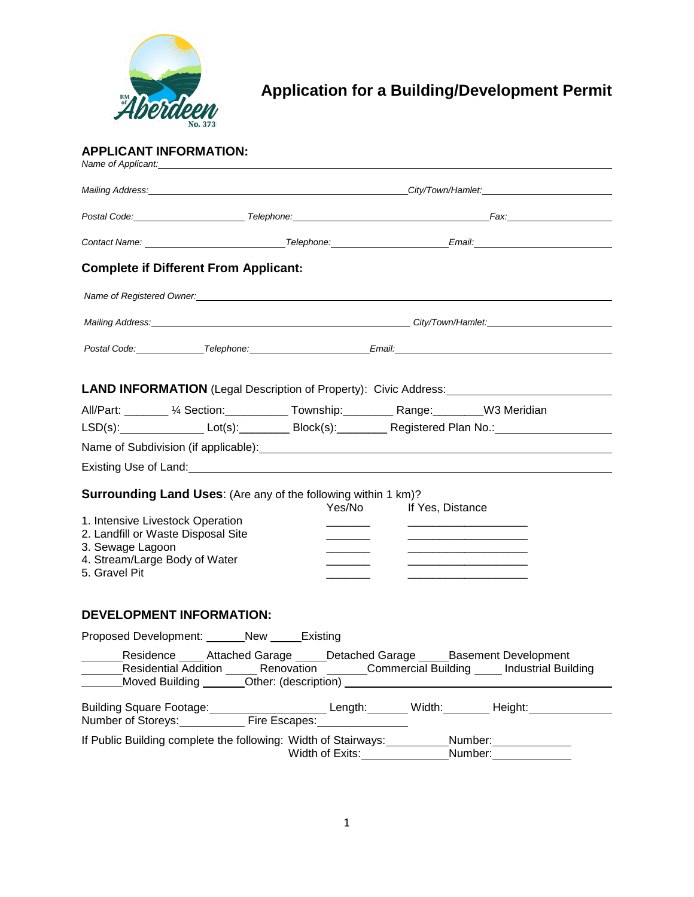# Application for a Building/Development Permit

## APPLICANT INFORMATION:

*Name of Applicant:* ______________________________________________

*Mailing Address:* ______________________________ *City/Town/Hamlet:* ____________________

*Postal Code:* ______________ *Telephone:* ______________________ *Fax:* ______________

*Contact Name:* ______________________ *Telephone:* ____________________ *Email:* ____________________

### Complete if Different From Applicant:

*Name of Registered Owner:* ______________________________________________

*Mailing Address:* ______________________________ *City/Town/Hamlet:* ____________________

*Postal Code:* __________ *Telephone:* ____________________ *Email:* ______________________________

**LAND INFORMATION** (Legal Description of Property): Civic Address: ______________________

All/Part: _______ ¼ Section:__________ Township:________ Range:________W3 Meridian

LSD(s):______________ Lot(s):________ Block(s):________ Registered Plan No.:__________________

Name of Subdivision (if applicable):______________________________________________

Existing Use of Land:______________________________________________

**Surrounding Land Uses**: (Are any of the following within 1 km)?

| | Yes/No | If Yes, Distance |
|---|---|---|
| 1. Intensive Livestock Operation | _______ | ___________________ |
| 2. Landfill or Waste Disposal Site | _______ | ___________________ |
| 3. Sewage Lagoon | _______ | ___________________ |
| 4. Stream/Large Body of Water | _______ | ___________________ |
| 5. Gravel Pit | _______ | ___________________ |

## DEVELOPMENT INFORMATION:

Proposed Development: ______New _____Existing

______Residence ____ Attached Garage _____Detached Garage _____Basement Development
______Residential Addition _____ Renovation ______Commercial Building ____ Industrial Building
______Moved Building _______Other: (description) ______________________________

Building Square Footage:____________________ Length:_______ Width:________ Height:_____________
Number of Storeys:__________ Fire Escapes:______________

If Public Building complete the following: Width of Stairways:__________Number:____________
Width of Exits:______________Number:____________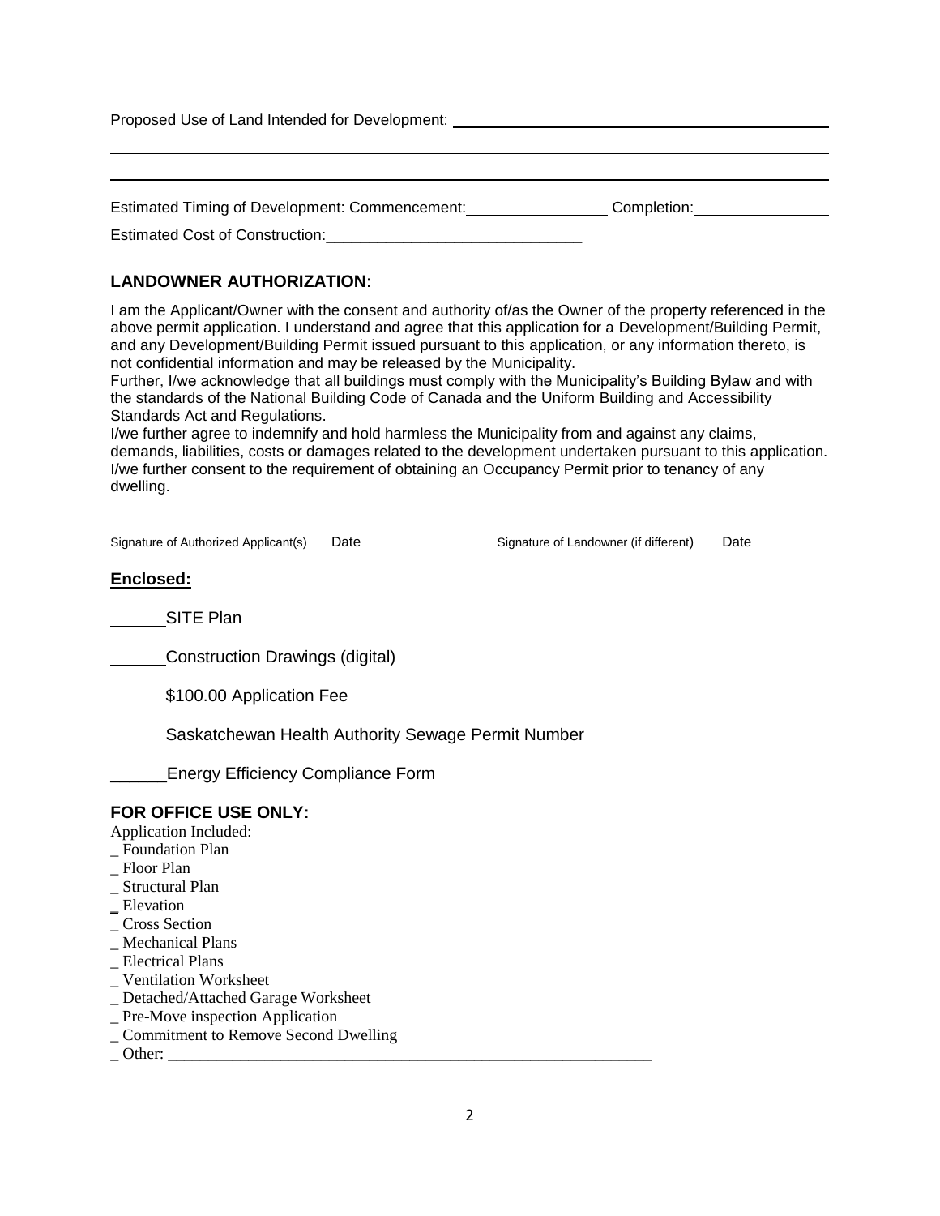Proposed Use of Land Intended for Development: ______________________________________________

__________________________________________________________________________________________

__________________________________________________________________________________________

Estimated Timing of Development: Commencement: ________________ Completion: ________________

Estimated Cost of Construction: ______________________________

## LANDOWNER AUTHORIZATION:

I am the Applicant/Owner with the consent and authority of/as the Owner of the property referenced in the above permit application. I understand and agree that this application for a Development/Building Permit, and any Development/Building Permit issued pursuant to this application, or any information thereto, is not confidential information and may be released by the Municipality.
Further, I/we acknowledge that all buildings must comply with the Municipality's Building Bylaw and with the standards of the National Building Code of Canada and the Uniform Building and Accessibility Standards Act and Regulations.
I/we further agree to indemnify and hold harmless the Municipality from and against any claims, demands, liabilities, costs or damages related to the development undertaken pursuant to this application.
I/we further consent to the requirement of obtaining an Occupancy Permit prior to tenancy of any dwelling.

______________________ ______________ ______________________ ______________
Signature of Authorized Applicant(s) Date Signature of Landowner (if different) Date

## Enclosed:

______ SITE Plan

______ Construction Drawings (digital)

______ $100.00 Application Fee

______ Saskatchewan Health Authority Sewage Permit Number

______ Energy Efficiency Compliance Form

## FOR OFFICE USE ONLY:

Application Included:
_ Foundation Plan
_ Floor Plan
_ Structural Plan
_ Elevation
_ Cross Section
_ Mechanical Plans
_ Electrical Plans
_ Ventilation Worksheet
_ Detached/Attached Garage Worksheet
_ Pre-Move inspection Application
_ Commitment to Remove Second Dwelling
_ Other: ______________________________________________________________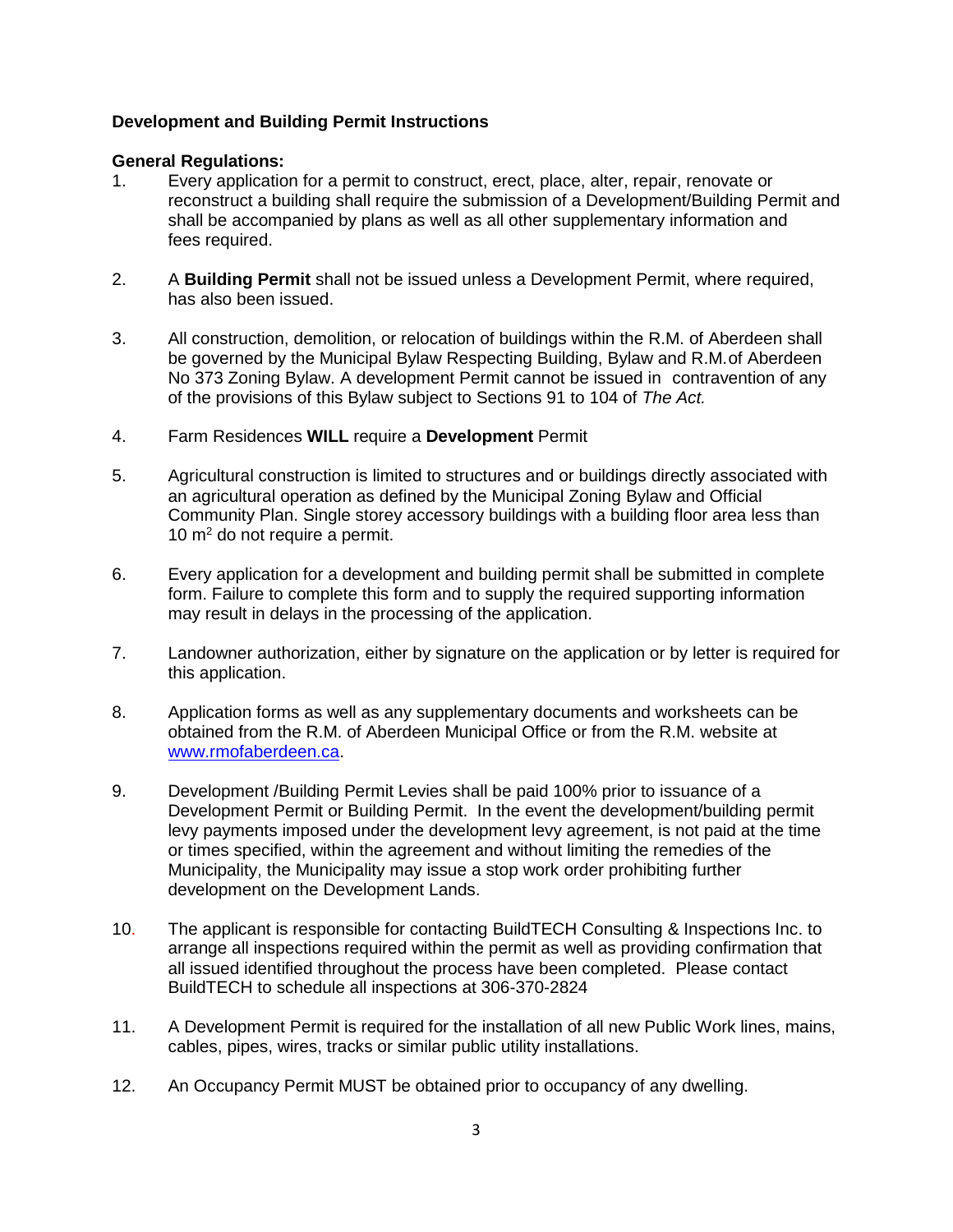**Development and Building Permit Instructions**

**General Regulations:**

1. Every application for a permit to construct, erect, place, alter, repair, renovate or reconstruct a building shall require the submission of a Development/Building Permit and shall be accompanied by plans as well as all other supplementary information and fees required.

2. A **Building Permit** shall not be issued unless a Development Permit, where required, has also been issued.

3. All construction, demolition, or relocation of buildings within the R.M. of Aberdeen shall be governed by the Municipal Bylaw Respecting Building, Bylaw and R.M. of Aberdeen No 373 Zoning Bylaw. A development Permit cannot be issued in contravention of any of the provisions of this Bylaw subject to Sections 91 to 104 of *The Act.*

4. Farm Residences **WILL** require a **Development** Permit

5. Agricultural construction is limited to structures and or buildings directly associated with an agricultural operation as defined by the Municipal Zoning Bylaw and Official Community Plan. Single storey accessory buildings with a building floor area less than 10 $m^2$ do not require a permit.

6. Every application for a development and building permit shall be submitted in complete form. Failure to complete this form and to supply the required supporting information may result in delays in the processing of the application.

7. Landowner authorization, either by signature on the application or by letter is required for this application.

8. Application forms as well as any supplementary documents and worksheets can be obtained from the R.M. of Aberdeen Municipal Office or from the R.M. website at www.rmofaberdeen.ca.

9. Development /Building Permit Levies shall be paid 100% prior to issuance of a Development Permit or Building Permit. In the event the development/building permit levy payments imposed under the development levy agreement, is not paid at the time or times specified, within the agreement and without limiting the remedies of the Municipality, the Municipality may issue a stop work order prohibiting further development on the Development Lands.

10. The applicant is responsible for contacting BuildTECH Consulting & Inspections Inc. to arrange all inspections required within the permit as well as providing confirmation that all issued identified throughout the process have been completed. Please contact BuildTECH to schedule all inspections at 306-370-2824

11. A Development Permit is required for the installation of all new Public Work lines, mains, cables, pipes, wires, tracks or similar public utility installations.

12. An Occupancy Permit MUST be obtained prior to occupancy of any dwelling.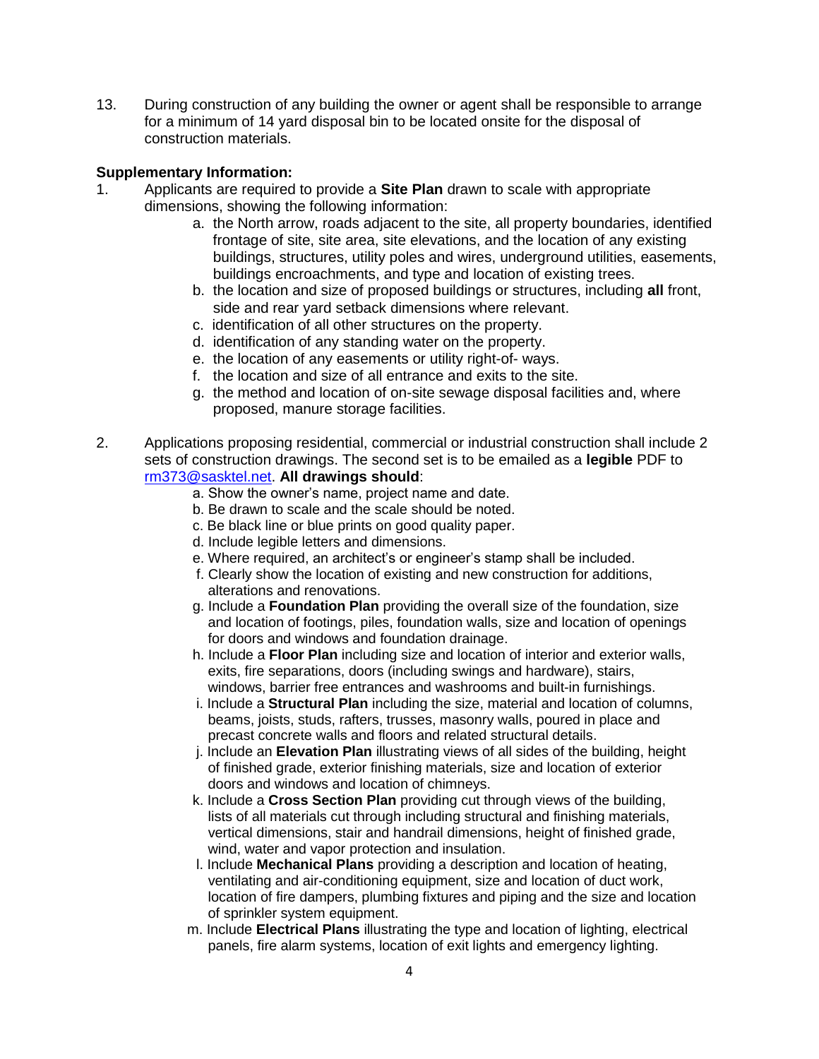13. During construction of any building the owner or agent shall be responsible to arrange for a minimum of 14 yard disposal bin to be located onsite for the disposal of construction materials.

**Supplementary Information:**

1. Applicants are required to provide a **Site Plan** drawn to scale with appropriate dimensions, showing the following information:
   a. the North arrow, roads adjacent to the site, all property boundaries, identified frontage of site, site area, site elevations, and the location of any existing buildings, structures, utility poles and wires, underground utilities, easements, buildings encroachments, and type and location of existing trees.
   b. the location and size of proposed buildings or structures, including **all** front, side and rear yard setback dimensions where relevant.
   c. identification of all other structures on the property.
   d. identification of any standing water on the property.
   e. the location of any easements or utility right-of- ways.
   f. the location and size of all entrance and exits to the site.
   g. the method and location of on-site sewage disposal facilities and, where proposed, manure storage facilities.

2. Applications proposing residential, commercial or industrial construction shall include 2 sets of construction drawings. The second set is to be emailed as a **legible** PDF to rm373@sasktel.net. **All drawings should**:
   a. Show the owner's name, project name and date.
   b. Be drawn to scale and the scale should be noted.
   c. Be black line or blue prints on good quality paper.
   d. Include legible letters and dimensions.
   e. Where required, an architect's or engineer's stamp shall be included.
   f. Clearly show the location of existing and new construction for additions, alterations and renovations.
   g. Include a **Foundation Plan** providing the overall size of the foundation, size and location of footings, piles, foundation walls, size and location of openings for doors and windows and foundation drainage.
   h. Include a **Floor Plan** including size and location of interior and exterior walls, exits, fire separations, doors (including swings and hardware), stairs, windows, barrier free entrances and washrooms and built-in furnishings.
   i. Include a **Structural Plan** including the size, material and location of columns, beams, joists, studs, rafters, trusses, masonry walls, poured in place and precast concrete walls and floors and related structural details.
   j. Include an **Elevation Plan** illustrating views of all sides of the building, height of finished grade, exterior finishing materials, size and location of exterior doors and windows and location of chimneys.
   k. Include a **Cross Section Plan** providing cut through views of the building, lists of all materials cut through including structural and finishing materials, vertical dimensions, stair and handrail dimensions, height of finished grade, wind, water and vapor protection and insulation.
   l. Include **Mechanical Plans** providing a description and location of heating, ventilating and air-conditioning equipment, size and location of duct work, location of fire dampers, plumbing fixtures and piping and the size and location of sprinkler system equipment.
   m. Include **Electrical Plans** illustrating the type and location of lighting, electrical panels, fire alarm systems, location of exit lights and emergency lighting.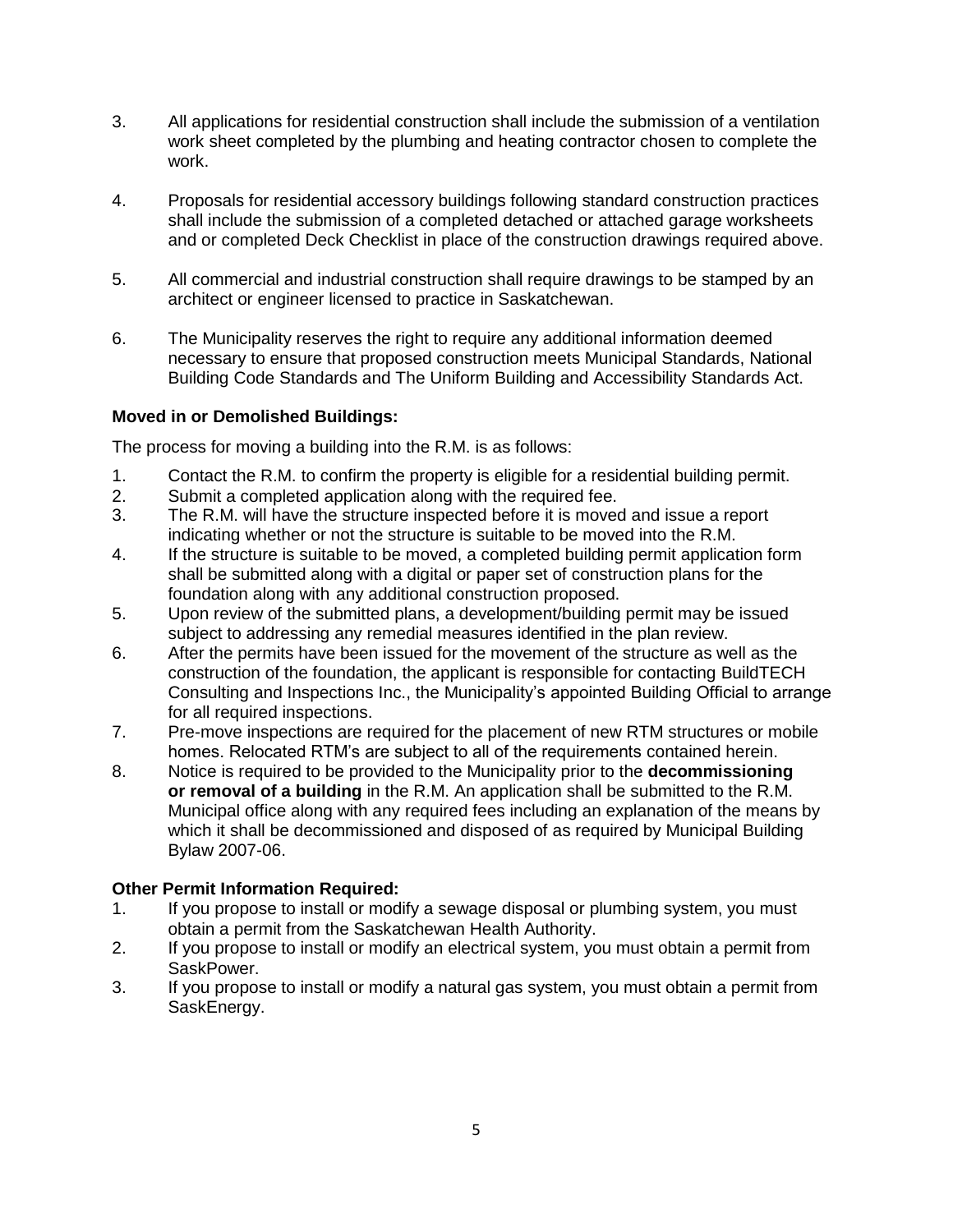3. All applications for residential construction shall include the submission of a ventilation work sheet completed by the plumbing and heating contractor chosen to complete the work.

4. Proposals for residential accessory buildings following standard construction practices shall include the submission of a completed detached or attached garage worksheets and or completed Deck Checklist in place of the construction drawings required above.

5. All commercial and industrial construction shall require drawings to be stamped by an architect or engineer licensed to practice in Saskatchewan.

6. The Municipality reserves the right to require any additional information deemed necessary to ensure that proposed construction meets Municipal Standards, National Building Code Standards and The Uniform Building and Accessibility Standards Act.

**Moved in or Demolished Buildings:**

The process for moving a building into the R.M. is as follows:

1. Contact the R.M. to confirm the property is eligible for a residential building permit.
2. Submit a completed application along with the required fee.
3. The R.M. will have the structure inspected before it is moved and issue a report indicating whether or not the structure is suitable to be moved into the R.M.
4. If the structure is suitable to be moved, a completed building permit application form shall be submitted along with a digital or paper set of construction plans for the foundation along with any additional construction proposed.
5. Upon review of the submitted plans, a development/building permit may be issued subject to addressing any remedial measures identified in the plan review.
6. After the permits have been issued for the movement of the structure as well as the construction of the foundation, the applicant is responsible for contacting BuildTECH Consulting and Inspections Inc., the Municipality's appointed Building Official to arrange for all required inspections.
7. Pre-move inspections are required for the placement of new RTM structures or mobile homes. Relocated RTM's are subject to all of the requirements contained herein.
8. Notice is required to be provided to the Municipality prior to the **decommissioning or removal of a building** in the R.M. An application shall be submitted to the R.M. Municipal office along with any required fees including an explanation of the means by which it shall be decommissioned and disposed of as required by Municipal Building Bylaw 2007-06.

**Other Permit Information Required:**

1. If you propose to install or modify a sewage disposal or plumbing system, you must obtain a permit from the Saskatchewan Health Authority.
2. If you propose to install or modify an electrical system, you must obtain a permit from SaskPower.
3. If you propose to install or modify a natural gas system, you must obtain a permit from SaskEnergy.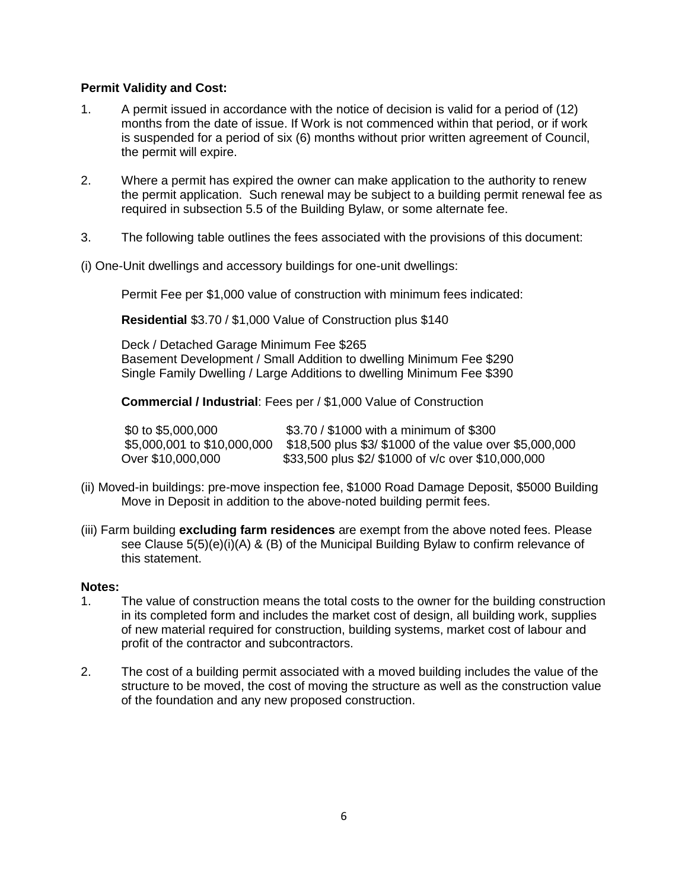**Permit Validity and Cost:**

1. A permit issued in accordance with the notice of decision is valid for a period of (12) months from the date of issue. If Work is not commenced within that period, or if work is suspended for a period of six (6) months without prior written agreement of Council, the permit will expire.

2. Where a permit has expired the owner can make application to the authority to renew the permit application. Such renewal may be subject to a building permit renewal fee as required in subsection 5.5 of the Building Bylaw, or some alternate fee.

3. The following table outlines the fees associated with the provisions of this document:

(i) One-Unit dwellings and accessory buildings for one-unit dwellings:

Permit Fee per $1,000 value of construction with minimum fees indicated:

**Residential** $3.70 / $1,000 Value of Construction plus $140

Deck / Detached Garage Minimum Fee $265
Basement Development / Small Addition to dwelling Minimum Fee $290
Single Family Dwelling / Large Additions to dwelling Minimum Fee $390

**Commercial / Industrial**: Fees per / $1,000 Value of Construction

| | |
|---|---|
| $0 to $5,000,000 | $3.70 / $1000 with a minimum of $300 |
| $5,000,001 to $10,000,000 | $18,500 plus $3/ $1000 of the value over $5,000,000 |
| Over $10,000,000 | $33,500 plus $2/ $1000 of v/c over $10,000,000 |

(ii) Moved-in buildings: pre-move inspection fee, $1000 Road Damage Deposit, $5000 Building Move in Deposit in addition to the above-noted building permit fees.

(iii) Farm building **excluding farm residences** are exempt from the above noted fees. Please see Clause 5(5)(e)(i)(A) & (B) of the Municipal Building Bylaw to confirm relevance of this statement.

**Notes:**

1. The value of construction means the total costs to the owner for the building construction in its completed form and includes the market cost of design, all building work, supplies of new material required for construction, building systems, market cost of labour and profit of the contractor and subcontractors.

2. The cost of a building permit associated with a moved building includes the value of the structure to be moved, the cost of moving the structure as well as the construction value of the foundation and any new proposed construction.